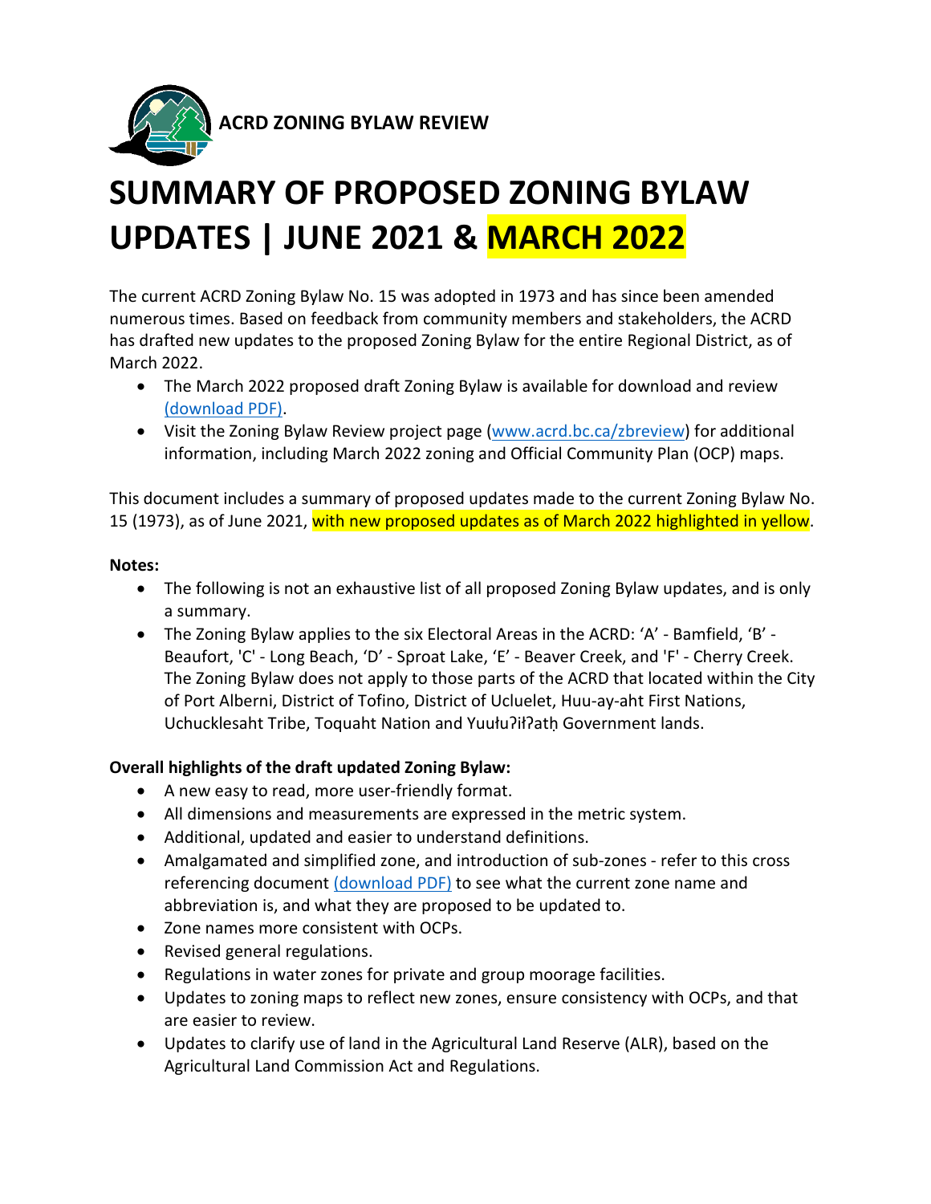**ACRD ZONING BYLAW REVIEW**

# SUMMARY OF PROPOSED ZONING BYLAW UPDATES | JUNE 2021 & MARCH 2022

The current ACRD Zoning Bylaw No. 15 was adopted in 1973 and has since been amended numerous times. Based on feedback from community members and stakeholders, the ACRD has drafted new updates to the proposed Zoning Bylaw for the entire Regional District, as of March 2022.

- The March 2022 proposed draft Zoning Bylaw is available for download and review (download PDF).
- Visit the Zoning Bylaw Review project page (www.acrd.bc.ca/zbreview) for additional information, including March 2022 zoning and Official Community Plan (OCP) maps.

This document includes a summary of proposed updates made to the current Zoning Bylaw No. 15 (1973), as of June 2021, with new proposed updates as of March 2022 highlighted in yellow.

**Notes:**

- The following is not an exhaustive list of all proposed Zoning Bylaw updates, and is only a summary.
- The Zoning Bylaw applies to the six Electoral Areas in the ACRD: 'A' - Bamfield, 'B' - Beaufort, 'C' - Long Beach, 'D' - Sproat Lake, 'E' - Beaver Creek, and 'F' - Cherry Creek. The Zoning Bylaw does not apply to those parts of the ACRD that located within the City of Port Alberni, District of Tofino, District of Ucluelet, Huu-ay-aht First Nations, Uchucklesaht Tribe, Toquaht Nation and Yuułuʔiłʔatḥ Government lands.

**Overall highlights of the draft updated Zoning Bylaw:**

- A new easy to read, more user-friendly format.
- All dimensions and measurements are expressed in the metric system.
- Additional, updated and easier to understand definitions.
- Amalgamated and simplified zone, and introduction of sub-zones - refer to this cross referencing document (download PDF) to see what the current zone name and abbreviation is, and what they are proposed to be updated to.
- Zone names more consistent with OCPs.
- Revised general regulations.
- Regulations in water zones for private and group moorage facilities.
- Updates to zoning maps to reflect new zones, ensure consistency with OCPs, and that are easier to review.
- Updates to clarify use of land in the Agricultural Land Reserve (ALR), based on the Agricultural Land Commission Act and Regulations.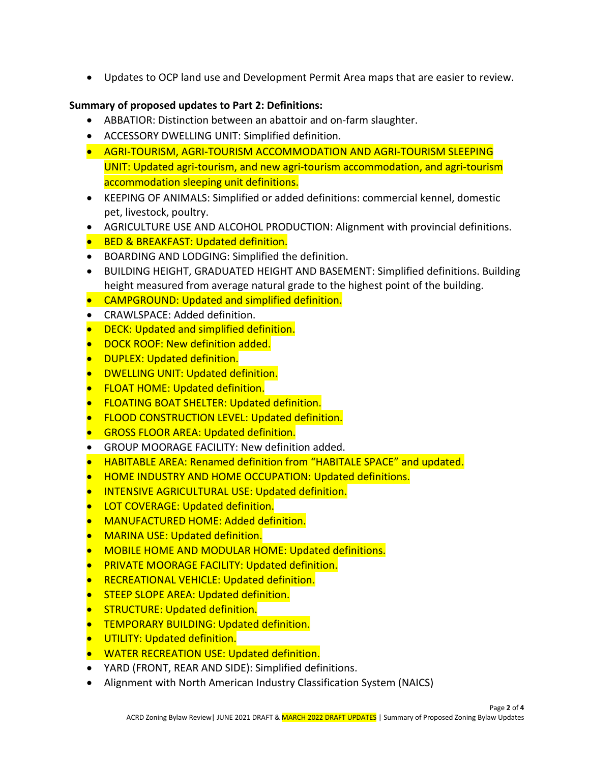- Updates to OCP land use and Development Permit Area maps that are easier to review.

**Summary of proposed updates to Part 2: Definitions:**

- ABBATIOR: Distinction between an abattoir and on-farm slaughter.
- ACCESSORY DWELLING UNIT: Simplified definition.
- AGRI-TOURISM, AGRI-TOURISM ACCOMMODATION AND AGRI-TOURISM SLEEPING UNIT: Updated agri-tourism, and new agri-tourism accommodation, and agri-tourism accommodation sleeping unit definitions.
- KEEPING OF ANIMALS: Simplified or added definitions: commercial kennel, domestic pet, livestock, poultry.
- AGRICULTURE USE AND ALCOHOL PRODUCTION: Alignment with provincial definitions.
- BED & BREAKFAST: Updated definition.
- BOARDING AND LODGING: Simplified the definition.
- BUILDING HEIGHT, GRADUATED HEIGHT AND BASEMENT: Simplified definitions. Building height measured from average natural grade to the highest point of the building.
- CAMPGROUND: Updated and simplified definition.
- CRAWLSPACE: Added definition.
- DECK: Updated and simplified definition.
- DOCK ROOF: New definition added.
- DUPLEX: Updated definition.
- DWELLING UNIT: Updated definition.
- FLOAT HOME: Updated definition.
- FLOATING BOAT SHELTER: Updated definition.
- FLOOD CONSTRUCTION LEVEL: Updated definition.
- GROSS FLOOR AREA: Updated definition.
- GROUP MOORAGE FACILITY: New definition added.
- HABITABLE AREA: Renamed definition from "HABITALE SPACE" and updated.
- HOME INDUSTRY AND HOME OCCUPATION: Updated definitions.
- INTENSIVE AGRICULTURAL USE: Updated definition.
- LOT COVERAGE: Updated definition.
- MANUFACTURED HOME: Added definition.
- MARINA USE: Updated definition.
- MOBILE HOME AND MODULAR HOME: Updated definitions.
- PRIVATE MOORAGE FACILITY: Updated definition.
- RECREATIONAL VEHICLE: Updated definition.
- STEEP SLOPE AREA: Updated definition.
- STRUCTURE: Updated definition.
- TEMPORARY BUILDING: Updated definition.
- UTILITY: Updated definition.
- WATER RECREATION USE: Updated definition.
- YARD (FRONT, REAR AND SIDE): Simplified definitions.
- Alignment with North American Industry Classification System (NAICS)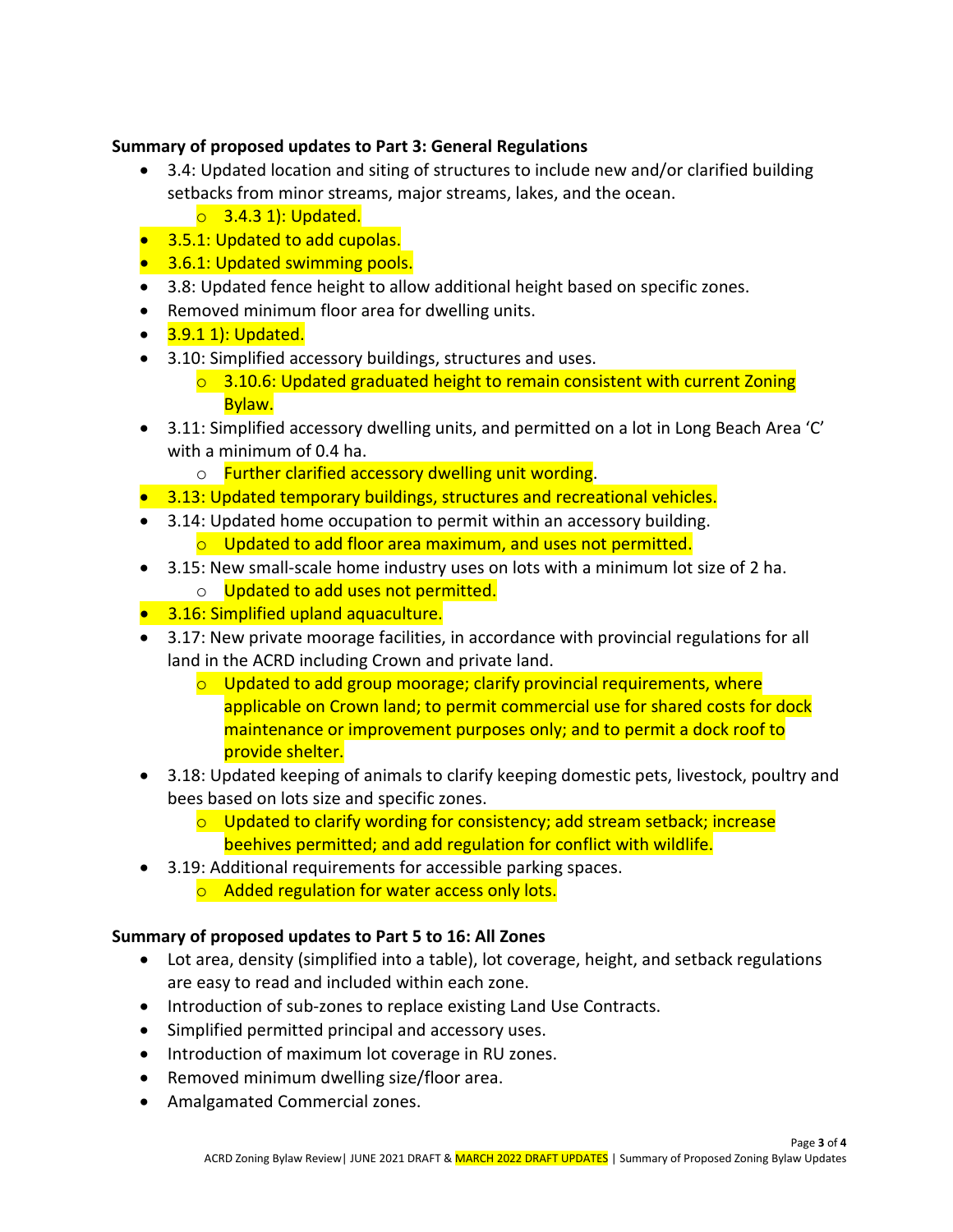**Summary of proposed updates to Part 3: General Regulations**

- 3.4: Updated location and siting of structures to include new and/or clarified building setbacks from minor streams, major streams, lakes, and the ocean.
  - 3.4.3 1): Updated.
- 3.5.1: Updated to add cupolas.
- 3.6.1: Updated swimming pools.
- 3.8: Updated fence height to allow additional height based on specific zones.
- Removed minimum floor area for dwelling units.
- 3.9.1 1): Updated.
- 3.10: Simplified accessory buildings, structures and uses.
  - 3.10.6: Updated graduated height to remain consistent with current Zoning Bylaw.
- 3.11: Simplified accessory dwelling units, and permitted on a lot in Long Beach Area 'C' with a minimum of 0.4 ha.
  - Further clarified accessory dwelling unit wording.
- 3.13: Updated temporary buildings, structures and recreational vehicles.
- 3.14: Updated home occupation to permit within an accessory building.
  - Updated to add floor area maximum, and uses not permitted.
- 3.15: New small-scale home industry uses on lots with a minimum lot size of 2 ha.
  - Updated to add uses not permitted.
- 3.16: Simplified upland aquaculture.
- 3.17: New private moorage facilities, in accordance with provincial regulations for all land in the ACRD including Crown and private land.
  - Updated to add group moorage; clarify provincial requirements, where applicable on Crown land; to permit commercial use for shared costs for dock maintenance or improvement purposes only; and to permit a dock roof to provide shelter.
- 3.18: Updated keeping of animals to clarify keeping domestic pets, livestock, poultry and bees based on lots size and specific zones.
  - Updated to clarify wording for consistency; add stream setback; increase beehives permitted; and add regulation for conflict with wildlife.
- 3.19: Additional requirements for accessible parking spaces.
  - Added regulation for water access only lots.

**Summary of proposed updates to Part 5 to 16: All Zones**

- Lot area, density (simplified into a table), lot coverage, height, and setback regulations are easy to read and included within each zone.
- Introduction of sub-zones to replace existing Land Use Contracts.
- Simplified permitted principal and accessory uses.
- Introduction of maximum lot coverage in RU zones.
- Removed minimum dwelling size/floor area.
- Amalgamated Commercial zones.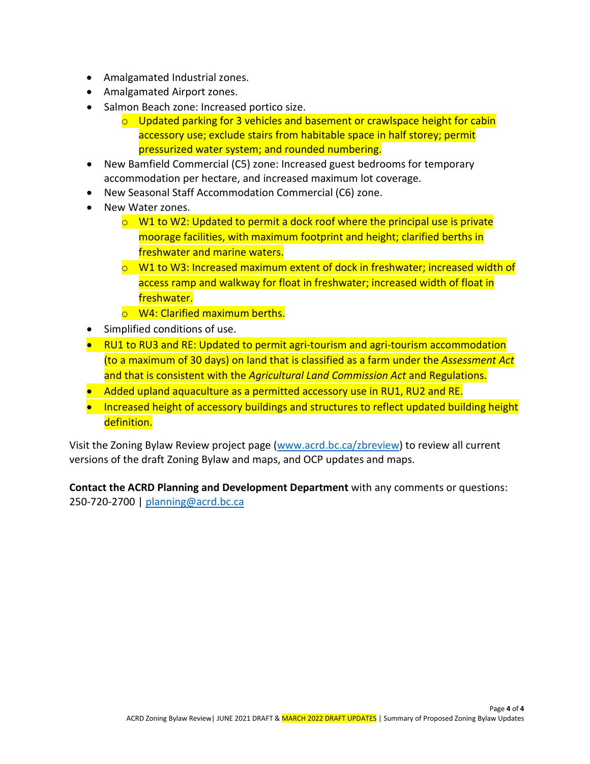- Amalgamated Industrial zones.
- Amalgamated Airport zones.
- Salmon Beach zone: Increased portico size.
    - Updated parking for 3 vehicles and basement or crawlspace height for cabin accessory use; exclude stairs from habitable space in half storey; permit pressurized water system; and rounded numbering.
- New Bamfield Commercial (C5) zone: Increased guest bedrooms for temporary accommodation per hectare, and increased maximum lot coverage.
- New Seasonal Staff Accommodation Commercial (C6) zone.
- New Water zones.
    - W1 to W2: Updated to permit a dock roof where the principal use is private moorage facilities, with maximum footprint and height; clarified berths in freshwater and marine waters.
    - W1 to W3: Increased maximum extent of dock in freshwater; increased width of access ramp and walkway for float in freshwater; increased width of float in freshwater.
    - W4: Clarified maximum berths.
- Simplified conditions of use.
- RU1 to RU3 and RE: Updated to permit agri-tourism and agri-tourism accommodation (to a maximum of 30 days) on land that is classified as a farm under the *Assessment Act* and that is consistent with the *Agricultural Land Commission Act* and Regulations.
- Added upland aquaculture as a permitted accessory use in RU1, RU2 and RE.
- Increased height of accessory buildings and structures to reflect updated building height definition.

Visit the Zoning Bylaw Review project page (www.acrd.bc.ca/zbreview) to review all current versions of the draft Zoning Bylaw and maps, and OCP updates and maps.

**Contact the ACRD Planning and Development Department** with any comments or questions: 250-720-2700 | planning@acrd.bc.ca